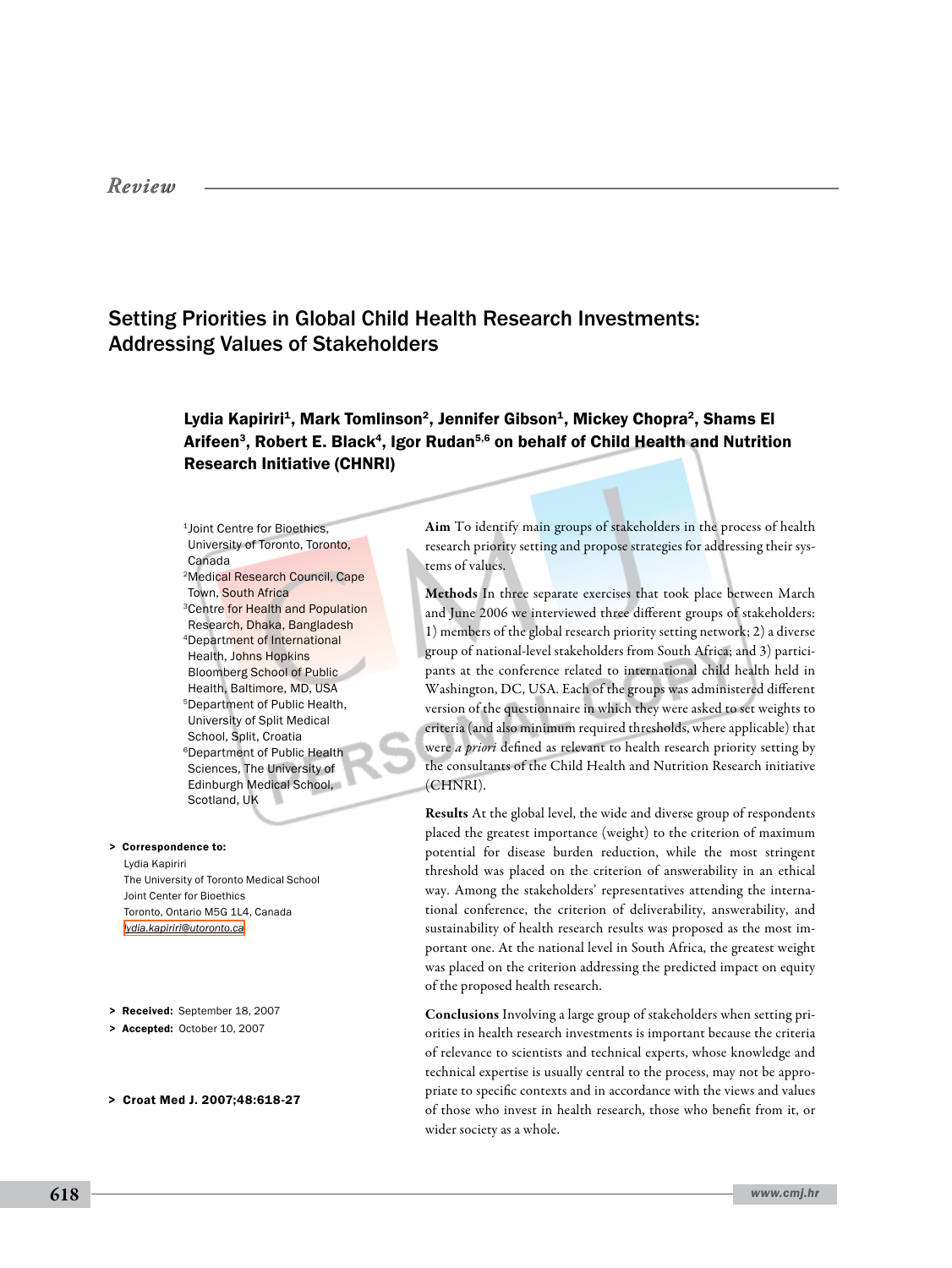Review

# Setting Priorities in Global Child Health Research Investments: Addressing Values of Stakeholders

**Lydia Kapiriri[1], Mark Tomlinson[2], Jennifer Gibson[1], Mickey Chopra[2], Shams El Arifeen[3], Robert E. Black[4], Igor Rudan[5,6] on behalf of Child Health and Nutrition Research Initiative (CHNRI)**

[1]Joint Centre for Bioethics, University of Toronto, Toronto, Canada

[2]Medical Research Council, Cape Town, South Africa

[3]Centre for Health and Population Research, Dhaka, Bangladesh

[4]Department of International Health, Johns Hopkins Bloomberg School of Public Health, Baltimore, MD, USA

[5]Department of Public Health, University of Split Medical School, Split, Croatia

[6]Department of Public Health Sciences, The University of Edinburgh Medical School, Scotland, UK

> **Correspondence to:**
> Lydia Kapiriri
> The University of Toronto Medical School
> Joint Center for Bioethics
> Toronto, Ontario M5G 1L4, Canada
> lydia.kapiriri@utoronto.ca

> **Received:** September 18, 2007
> **Accepted:** October 10, 2007

> **Croat Med J. 2007;48:618-27**

**Aim** To identify main groups of stakeholders in the process of health research priority setting and propose strategies for addressing their systems of values.

**Methods** In three separate exercises that took place between March and June 2006 we interviewed three different groups of stakeholders: 1) members of the global research priority setting network; 2) a diverse group of national-level stakeholders from South Africa; and 3) participants at the conference related to international child health held in Washington, DC, USA. Each of the groups was administered different version of the questionnaire in which they were asked to set weights to criteria (and also minimum required thresholds, where applicable) that were *a priori* defined as relevant to health research priority setting by the consultants of the Child Health and Nutrition Research initiative (CHNRI).

**Results** At the global level, the wide and diverse group of respondents placed the greatest importance (weight) to the criterion of maximum potential for disease burden reduction, while the most stringent threshold was placed on the criterion of answerability in an ethical way. Among the stakeholders' representatives attending the international conference, the criterion of deliverability, answerability, and sustainability of health research results was proposed as the most important one. At the national level in South Africa, the greatest weight was placed on the criterion addressing the predicted impact on equity of the proposed health research.

**Conclusions** Involving a large group of stakeholders when setting priorities in health research investments is important because the criteria of relevance to scientists and technical experts, whose knowledge and technical expertise is usually central to the process, may not be appropriate to specific contexts and in accordance with the views and values of those who invest in health research, those who benefit from it, or wider society as a whole.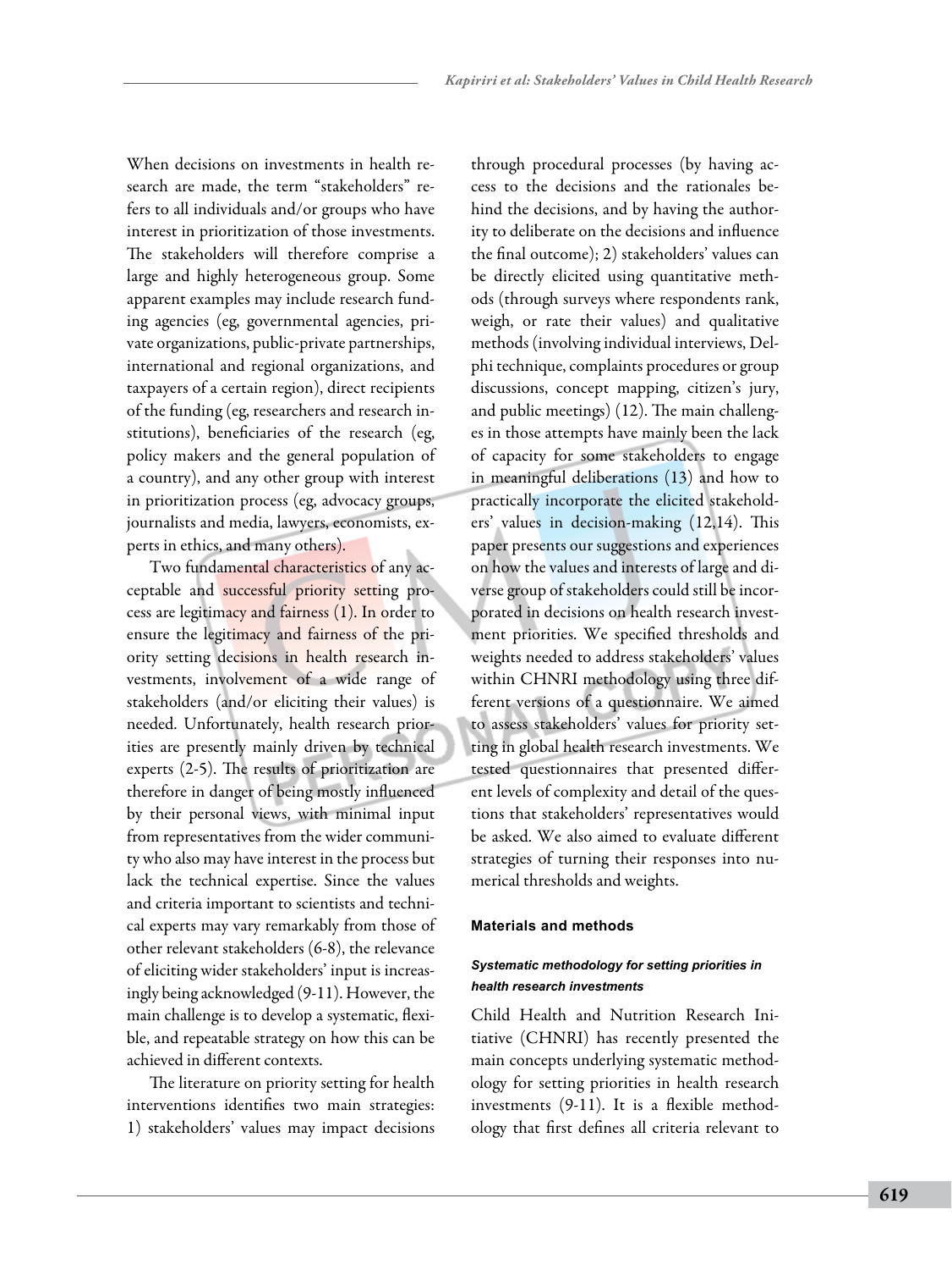When decisions on investments in health research are made, the term "stakeholders" refers to all individuals and/or groups who have interest in prioritization of those investments. The stakeholders will therefore comprise a large and highly heterogeneous group. Some apparent examples may include research funding agencies (eg, governmental agencies, private organizations, public-private partnerships, international and regional organizations, and taxpayers of a certain region), direct recipients of the funding (eg, researchers and research institutions), beneficiaries of the research (eg, policy makers and the general population of a country), and any other group with interest in prioritization process (eg, advocacy groups, journalists and media, lawyers, economists, experts in ethics, and many others).

Two fundamental characteristics of any acceptable and successful priority setting process are legitimacy and fairness (1). In order to ensure the legitimacy and fairness of the priority setting decisions in health research investments, involvement of a wide range of stakeholders (and/or eliciting their values) is needed. Unfortunately, health research priorities are presently mainly driven by technical experts (2-5). The results of prioritization are therefore in danger of being mostly influenced by their personal views, with minimal input from representatives from the wider community who also may have interest in the process but lack the technical expertise. Since the values and criteria important to scientists and technical experts may vary remarkably from those of other relevant stakeholders (6-8), the relevance of eliciting wider stakeholders' input is increasingly being acknowledged (9-11). However, the main challenge is to develop a systematic, flexible, and repeatable strategy on how this can be achieved in different contexts.

The literature on priority setting for health interventions identifies two main strategies: 1) stakeholders' values may impact decisions through procedural processes (by having access to the decisions and the rationales behind the decisions, and by having the authority to deliberate on the decisions and influence the final outcome); 2) stakeholders' values can be directly elicited using quantitative methods (through surveys where respondents rank, weigh, or rate their values) and qualitative methods (involving individual interviews, Delphi technique, complaints procedures or group discussions, concept mapping, citizen's jury, and public meetings) (12). The main challenges in those attempts have mainly been the lack of capacity for some stakeholders to engage in meaningful deliberations (13) and how to practically incorporate the elicited stakeholders' values in decision-making (12,14). This paper presents our suggestions and experiences on how the values and interests of large and diverse group of stakeholders could still be incorporated in decisions on health research investment priorities. We specified thresholds and weights needed to address stakeholders' values within CHNRI methodology using three different versions of a questionnaire. We aimed to assess stakeholders' values for priority setting in global health research investments. We tested questionnaires that presented different levels of complexity and detail of the questions that stakeholders' representatives would be asked. We also aimed to evaluate different strategies of turning their responses into numerical thresholds and weights.

## Materials and methods

### *Systematic methodology for setting priorities in health research investments*

Child Health and Nutrition Research Initiative (CHNRI) has recently presented the main concepts underlying systematic methodology for setting priorities in health research investments (9-11). It is a flexible methodology that first defines all criteria relevant to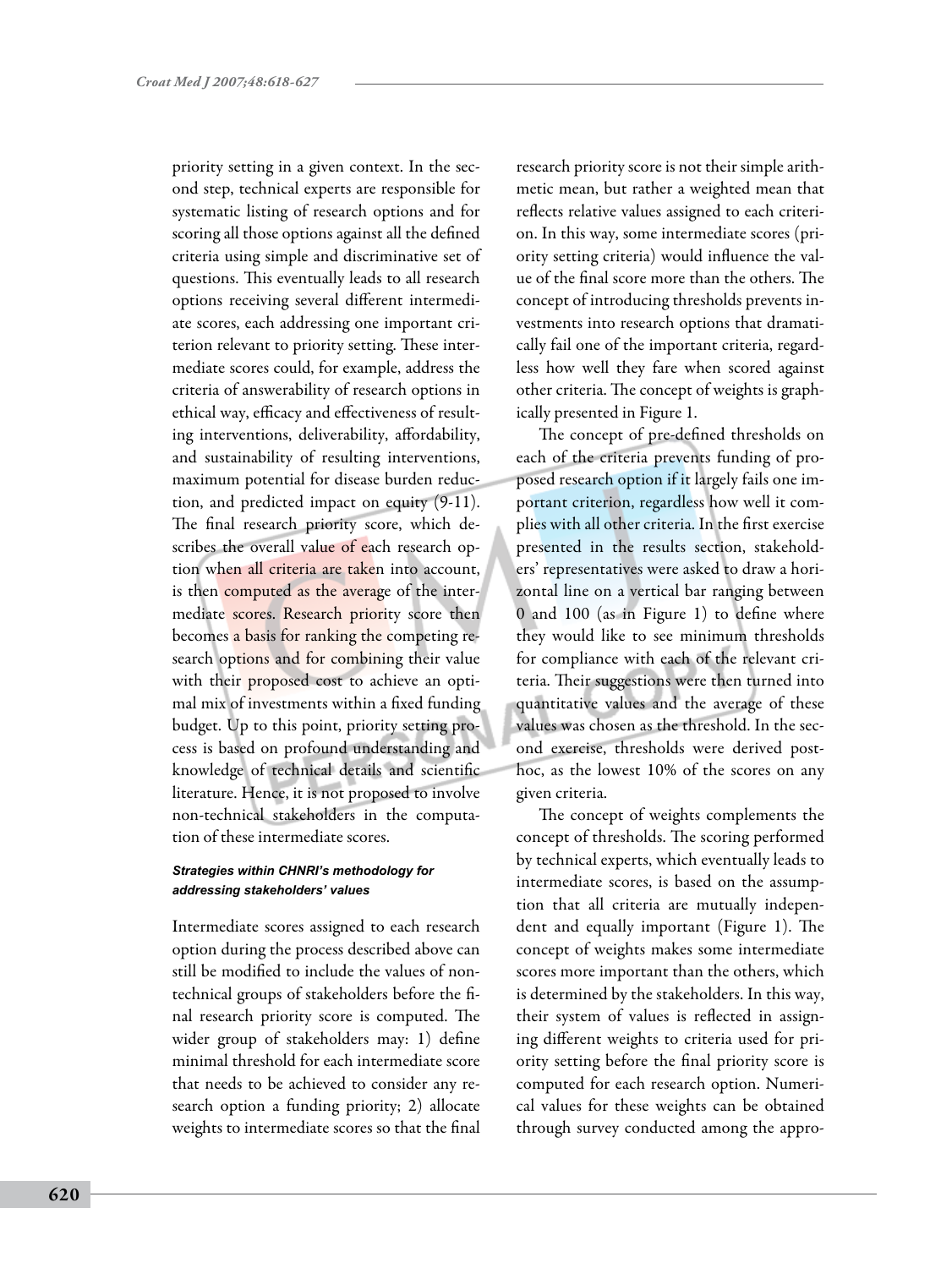priority setting in a given context. In the second step, technical experts are responsible for systematic listing of research options and for scoring all those options against all the defined criteria using simple and discriminative set of questions. This eventually leads to all research options receiving several different intermediate scores, each addressing one important criterion relevant to priority setting. These intermediate scores could, for example, address the criteria of answerability of research options in ethical way, efficacy and effectiveness of resulting interventions, deliverability, affordability, and sustainability of resulting interventions, maximum potential for disease burden reduction, and predicted impact on equity (9-11). The final research priority score, which describes the overall value of each research option when all criteria are taken into account, is then computed as the average of the intermediate scores. Research priority score then becomes a basis for ranking the competing research options and for combining their value with their proposed cost to achieve an optimal mix of investments within a fixed funding budget. Up to this point, priority setting process is based on profound understanding and knowledge of technical details and scientific literature. Hence, it is not proposed to involve non-technical stakeholders in the computation of these intermediate scores.

#### *Strategies within CHNRI's methodology for addressing stakeholders' values*

Intermediate scores assigned to each research option during the process described above can still be modified to include the values of non-technical groups of stakeholders before the final research priority score is computed. The wider group of stakeholders may: 1) define minimal threshold for each intermediate score that needs to be achieved to consider any research option a funding priority; 2) allocate weights to intermediate scores so that the final research priority score is not their simple arithmetic mean, but rather a weighted mean that reflects relative values assigned to each criterion. In this way, some intermediate scores (priority setting criteria) would influence the value of the final score more than the others. The concept of introducing thresholds prevents investments into research options that dramatically fail one of the important criteria, regardless how well they fare when scored against other criteria. The concept of weights is graphically presented in Figure 1.

The concept of pre-defined thresholds on each of the criteria prevents funding of proposed research option if it largely fails one important criterion, regardless how well it complies with all other criteria. In the first exercise presented in the results section, stakeholders' representatives were asked to draw a horizontal line on a vertical bar ranging between 0 and 100 (as in Figure 1) to define where they would like to see minimum thresholds for compliance with each of the relevant criteria. Their suggestions were then turned into quantitative values and the average of these values was chosen as the threshold. In the second exercise, thresholds were derived post-hoc, as the lowest 10% of the scores on any given criteria.

The concept of weights complements the concept of thresholds. The scoring performed by technical experts, which eventually leads to intermediate scores, is based on the assumption that all criteria are mutually independent and equally important (Figure 1). The concept of weights makes some intermediate scores more important than the others, which is determined by the stakeholders. In this way, their system of values is reflected in assigning different weights to criteria used for priority setting before the final priority score is computed for each research option. Numerical values for these weights can be obtained through survey conducted among the appro-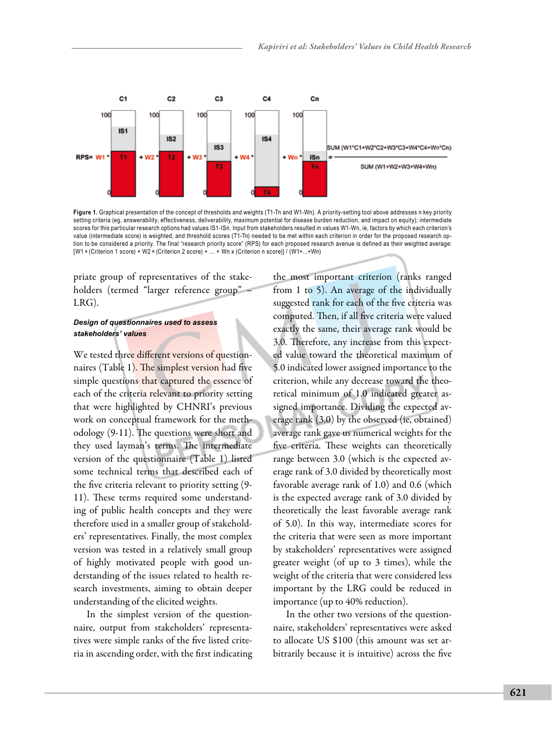**Figure 1.** Graphical presentation of the concept of thresholds and weights (T1-Tn and W1-Wn). A priority-setting tool above addresses n key priority setting criteria (eg, answerability, effectiveness, deliverability, maximum potential for disease burden reduction, and impact on equity); intermediate scores for this particular research options had values IS1-ISn. Input from stakeholders resulted in values W1-Wn, ie, factors by which each criterion's value (intermediate score) is weighted, and threshold scores (T1-Tn) needed to be met within each criterion in order for the proposed research option to be considered a priority. The final "research priority score" (RPS) for each proposed research avenue is defined as their weighted average: [W1 × (Criterion 1 score) + W2 × (Criterion 2 score) + … + Wn x (Criterion n score)] / (W1+...+Wn)

priate group of representatives of the stakeholders (termed "larger reference group" – LRG).

#### *Design of questionnaires used to assess stakeholders' values*

We tested three different versions of questionnaires (Table 1). The simplest version had five simple questions that captured the essence of each of the criteria relevant to priority setting that were highlighted by CHNRI's previous work on conceptual framework for the methodology (9-11). The questions were short and they used layman's terms. The intermediate version of the questionnaire (Table 1) listed some technical terms that described each of the five criteria relevant to priority setting (9-11). These terms required some understanding of public health concepts and they were therefore used in a smaller group of stakeholders' representatives. Finally, the most complex version was tested in a relatively small group of highly motivated people with good understanding of the issues related to health research investments, aiming to obtain deeper understanding of the elicited weights.

In the simplest version of the questionnaire, output from stakeholders' representatives were simple ranks of the five listed criteria in ascending order, with the first indicating the most important criterion (ranks ranged from 1 to 5). An average of the individually suggested rank for each of the five criteria was computed. Then, if all five criteria were valued exactly the same, their average rank would be 3.0. Therefore, any increase from this expected value toward the theoretical maximum of 5.0 indicated lower assigned importance to the criterion, while any decrease toward the theoretical minimum of 1.0 indicated greater assigned importance. Dividing the expected average rank (3.0) by the observed (ie, obtained) average rank gave us numerical weights for the five criteria. These weights can theoretically range between 3.0 (which is the expected average rank of 3.0 divided by theoretically most favorable average rank of 1.0) and 0.6 (which is the expected average rank of 3.0 divided by theoretically the least favorable average rank of 5.0). In this way, intermediate scores for the criteria that were seen as more important by stakeholders' representatives were assigned greater weight (of up to 3 times), while the weight of the criteria that were considered less important by the LRG could be reduced in importance (up to 40% reduction).

In the other two versions of the questionnaire, stakeholders' representatives were asked to allocate US $100 (this amount was set arbitrarily because it is intuitive) across the five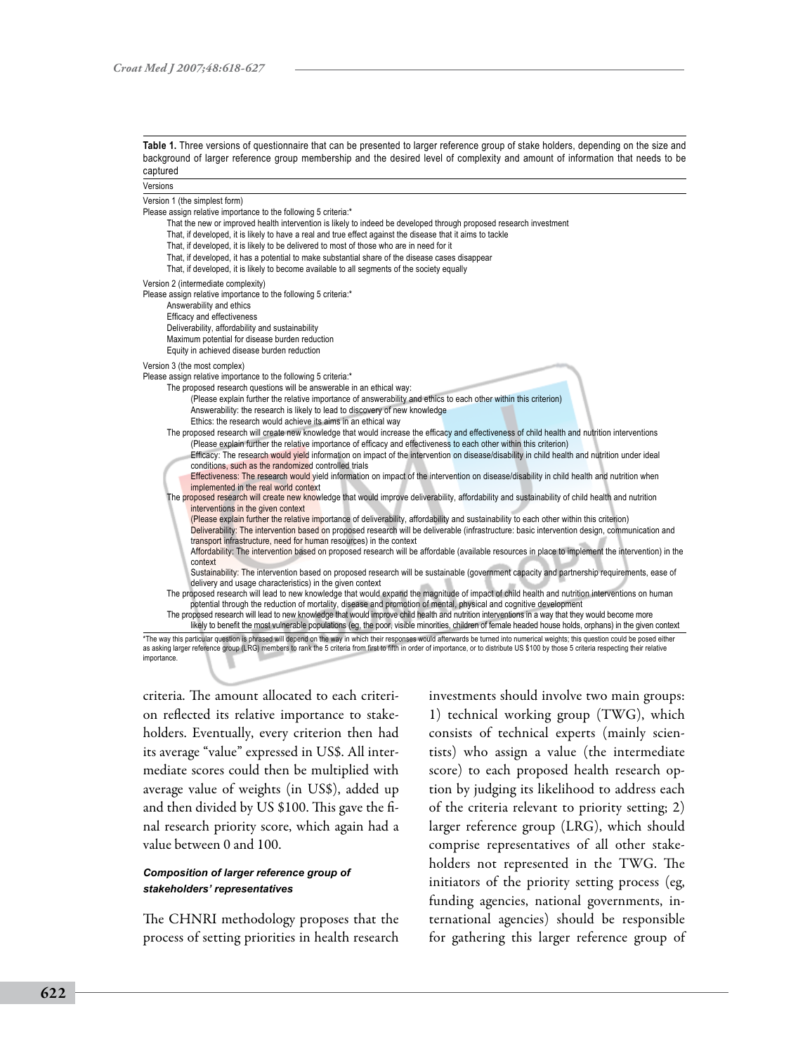**Table 1.** Three versions of questionnaire that can be presented to larger reference group of stake holders, depending on the size and background of larger reference group membership and the desired level of complexity and amount of information that needs to be captured

| Versions |
|---|
| Version 1 (the simplest form) |
| Please assign relative importance to the following 5 criteria:* |
| That the new or improved health intervention is likely to indeed be developed through proposed research investment |
| That, if developed, it is likely to have a real and true effect against the disease that it aims to tackle |
| That, if developed, it is likely to be delivered to most of those who are in need for it |
| That, if developed, it has a potential to make substantial share of the disease cases disappear |
| That, if developed, it is likely to become available to all segments of the society equally |
| Version 2 (intermediate complexity) |
| Please assign relative importance to the following 5 criteria:* |
| Answerability and ethics |
| Efficacy and effectiveness |
| Deliverability, affordability and sustainability |
| Maximum potential for disease burden reduction |
| Equity in achieved disease burden reduction |
| Version 3 (the most complex) |
| Please assign relative importance to the following 5 criteria:* |
| The proposed research questions will be answerable in an ethical way: |
| (Please explain further the relative importance of answerability and ethics to each other within this criterion) |
| Answerability: the research is likely to lead to discovery of new knowledge |
| Ethics: the research would achieve its aims in an ethical way |
| The proposed research will create new knowledge that would increase the efficacy and effectiveness of child health and nutrition interventions |
| (Please explain further the relative importance of efficacy and effectiveness to each other within this criterion) |
| Efficacy: The research would yield information on impact of the intervention on disease/disability in child health and nutrition under ideal conditions, such as the randomized controlled trials |
| Effectiveness: The research would yield information on impact of the intervention on disease/disability in child health and nutrition when implemented in the real world context |
| The proposed research will create new knowledge that would improve deliverability, affordability and sustainability of child health and nutrition interventions in the given context |
| (Please explain further the relative importance of deliverability, affordability and sustainability to each other within this criterion) |
| Deliverability: The intervention based on proposed research will be deliverable (infrastructure: basic intervention design, communication and transport infrastructure, need for human resources) in the context |
| Affordability: The intervention based on proposed research will be affordable (available resources in place to implement the intervention) in the context |
| Sustainability: The intervention based on proposed research will be sustainable (government capacity and partnership requirements, ease of delivery and usage characteristics) in the given context |
| The proposed research will lead to new knowledge that would expand the magnitude of impact of child health and nutrition interventions on human potential through the reduction of mortality, disease and promotion of mental, physical and cognitive development |
| The proposed research will lead to new knowledge that would improve child health and nutrition interventions in a way that they would become more likely to benefit the most vulnerable populations (eg, the poor, visible minorities, children of female headed house holds, orphans) in the given context |

*The way this particular question is phrased will depend on the way in which their responses would afterwards be turned into numerical weights; this question could be posed either as asking larger reference group (LRG) members to rank the 5 criteria from first to fifth in order of importance, or to distribute US $100 by those 5 criteria respecting their relative importance.

criteria. The amount allocated to each criterion reflected its relative importance to stakeholders. Eventually, every criterion then had its average "value" expressed in US$. All intermediate scores could then be multiplied with average value of weights (in US$), added up and then divided by US $100. This gave the final research priority score, which again had a value between 0 and 100.

#### *Composition of larger reference group of stakeholders' representatives*

The CHNRI methodology proposes that the process of setting priorities in health research investments should involve two main groups: 1) technical working group (TWG), which consists of technical experts (mainly scientists) who assign a value (the intermediate score) to each proposed health research option by judging its likelihood to address each of the criteria relevant to priority setting; 2) larger reference group (LRG), which should comprise representatives of all other stakeholders not represented in the TWG. The initiators of the priority setting process (eg, funding agencies, national governments, international agencies) should be responsible for gathering this larger reference group of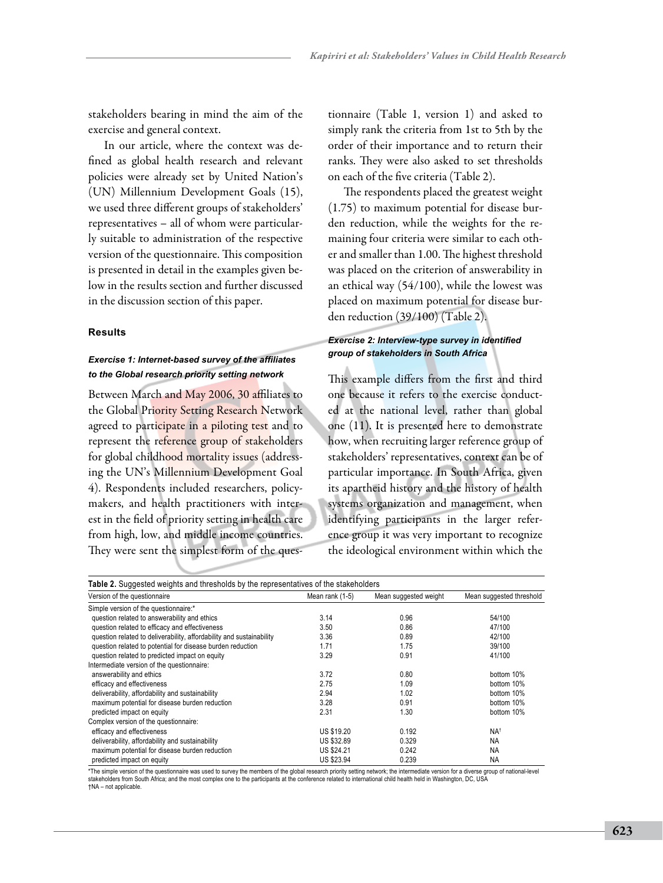stakeholders bearing in mind the aim of the exercise and general context.

In our article, where the context was defined as global health research and relevant policies were already set by United Nation's (UN) Millennium Development Goals (15), we used three different groups of stakeholders' representatives – all of whom were particularly suitable to administration of the respective version of the questionnaire. This composition is presented in detail in the examples given below in the results section and further discussed in the discussion section of this paper.

## Results

### *Exercise 1: Internet-based survey of the affiliates to the Global research priority setting network*

Between March and May 2006, 30 affiliates to the Global Priority Setting Research Network agreed to participate in a piloting test and to represent the reference group of stakeholders for global childhood mortality issues (addressing the UN's Millennium Development Goal 4). Respondents included researchers, policymakers, and health practitioners with interest in the field of priority setting in health care from high, low, and middle income countries. They were sent the simplest form of the questionnaire (Table 1, version 1) and asked to simply rank the criteria from 1st to 5th by the order of their importance and to return their ranks. They were also asked to set thresholds on each of the five criteria (Table 2).

The respondents placed the greatest weight (1.75) to maximum potential for disease burden reduction, while the weights for the remaining four criteria were similar to each other and smaller than 1.00. The highest threshold was placed on the criterion of answerability in an ethical way (54/100), while the lowest was placed on maximum potential for disease burden reduction (39/100) (Table 2).

### *Exercise 2: Interview-type survey in identified group of stakeholders in South Africa*

This example differs from the first and third one because it refers to the exercise conducted at the national level, rather than global one (11). It is presented here to demonstrate how, when recruiting larger reference group of stakeholders' representatives, context can be of particular importance. In South Africa, given its apartheid history and the history of health systems organization and management, when identifying participants in the larger reference group it was very important to recognize the ideological environment within which the

**Table 2.** Suggested weights and thresholds by the representatives of the stakeholders

| Version of the questionnaire | Mean rank (1-5) | Mean suggested weight | Mean suggested threshold |
|---|---|---|---|
| Simple version of the questionnaire:* | | | |
| question related to answerability and ethics | 3.14 | 0.96 | 54/100 |
| question related to efficacy and effectiveness | 3.50 | 0.86 | 47/100 |
| question related to deliverability, affordability and sustainability | 3.36 | 0.89 | 42/100 |
| question related to potential for disease burden reduction | 1.71 | 1.75 | 39/100 |
| question related to predicted impact on equity | 3.29 | 0.91 | 41/100 |
| Intermediate version of the questionnaire: | | | |
| answerability and ethics | 3.72 | 0.80 | bottom 10% |
| efficacy and effectiveness | 2.75 | 1.09 | bottom 10% |
| deliverability, affordability and sustainability | 2.94 | 1.02 | bottom 10% |
| maximum potential for disease burden reduction | 3.28 | 0.91 | bottom 10% |
| predicted impact on equity | 2.31 | 1.30 | bottom 10% |
| Complex version of the questionnaire: | | | |
| efficacy and effectiveness | US $19.20 | 0.192 | NA† |
| deliverability, affordability and sustainability | US $32.89 | 0.329 | NA |
| maximum potential for disease burden reduction | US $24.21 | 0.242 | NA |
| predicted impact on equity | US $23.94 | 0.239 | NA |

*The simple version of the questionnaire was used to survey the members of the global research priority setting network; the intermediate version for a diverse group of national-level stakeholders from South Africa; and the most complex one to the participants at the conference related to international child health held in Washington, DC, USA
†NA – not applicable.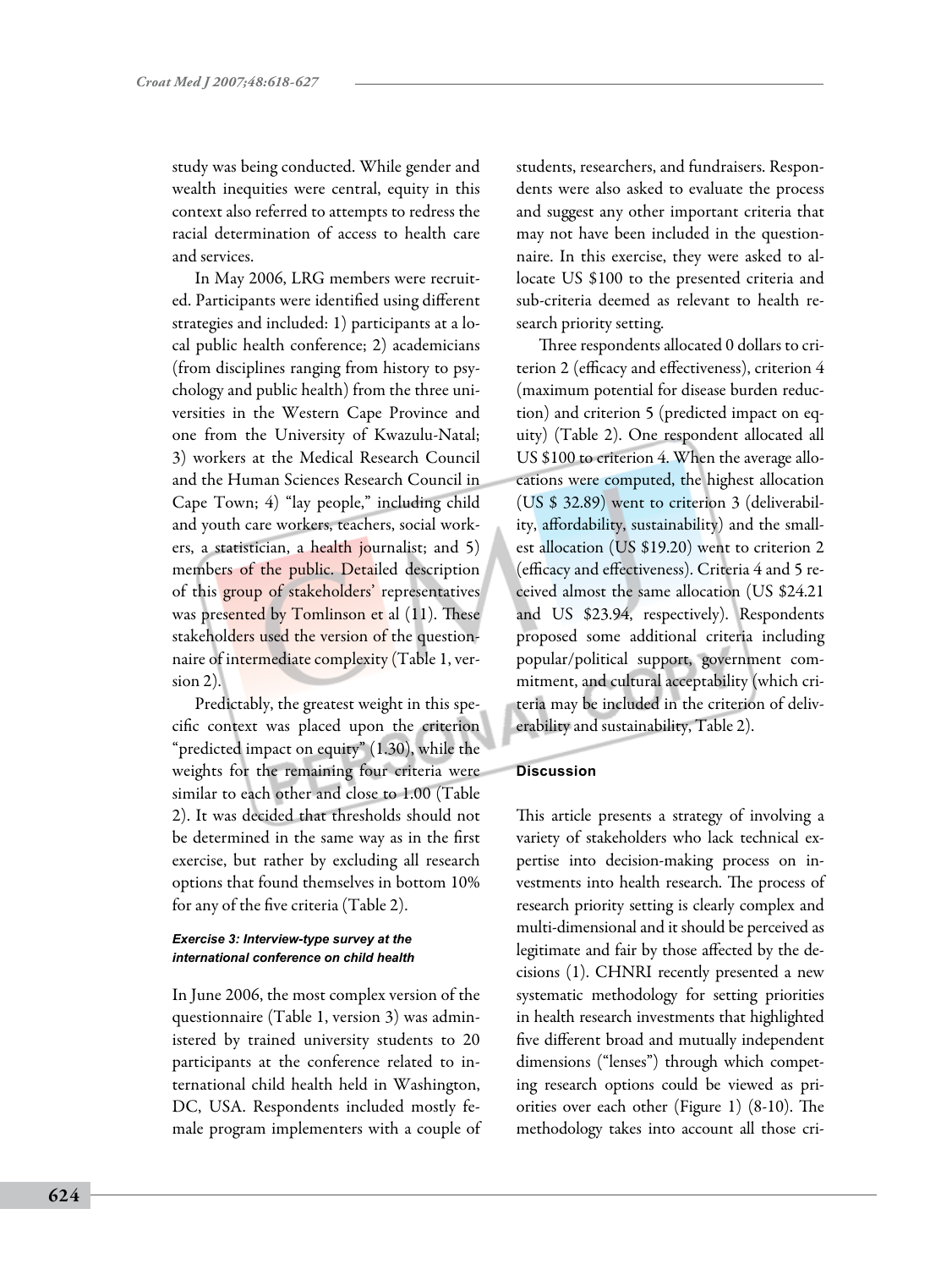study was being conducted. While gender and wealth inequities were central, equity in this context also referred to attempts to redress the racial determination of access to health care and services.

In May 2006, LRG members were recruited. Participants were identified using different strategies and included: 1) participants at a local public health conference; 2) academicians (from disciplines ranging from history to psychology and public health) from the three universities in the Western Cape Province and one from the University of Kwazulu-Natal; 3) workers at the Medical Research Council and the Human Sciences Research Council in Cape Town; 4) "lay people," including child and youth care workers, teachers, social workers, a statistician, a health journalist; and 5) members of the public. Detailed description of this group of stakeholders' representatives was presented by Tomlinson et al (11). These stakeholders used the version of the questionnaire of intermediate complexity (Table 1, version 2).

Predictably, the greatest weight in this specific context was placed upon the criterion "predicted impact on equity" (1.30), while the weights for the remaining four criteria were similar to each other and close to 1.00 (Table 2). It was decided that thresholds should not be determined in the same way as in the first exercise, but rather by excluding all research options that found themselves in bottom 10% for any of the five criteria (Table 2).

#### *Exercise 3: Interview-type survey at the international conference on child health*

In June 2006, the most complex version of the questionnaire (Table 1, version 3) was administered by trained university students to 20 participants at the conference related to international child health held in Washington, DC, USA. Respondents included mostly female program implementers with a couple of students, researchers, and fundraisers. Respondents were also asked to evaluate the process and suggest any other important criteria that may not have been included in the questionnaire. In this exercise, they were asked to allocate US $100 to the presented criteria and sub-criteria deemed as relevant to health research priority setting.

Three respondents allocated 0 dollars to criterion 2 (efficacy and effectiveness), criterion 4 (maximum potential for disease burden reduction) and criterion 5 (predicted impact on equity) (Table 2). One respondent allocated all US $100 to criterion 4. When the average allocations were computed, the highest allocation (US $ 32.89) went to criterion 3 (deliverability, affordability, sustainability) and the smallest allocation (US $19.20) went to criterion 2 (efficacy and effectiveness). Criteria 4 and 5 received almost the same allocation (US $24.21 and US $23.94, respectively). Respondents proposed some additional criteria including popular/political support, government commitment, and cultural acceptability (which criteria may be included in the criterion of deliverability and sustainability, Table 2).

### Discussion

This article presents a strategy of involving a variety of stakeholders who lack technical expertise into decision-making process on investments into health research. The process of research priority setting is clearly complex and multi-dimensional and it should be perceived as legitimate and fair by those affected by the decisions (1). CHNRI recently presented a new systematic methodology for setting priorities in health research investments that highlighted five different broad and mutually independent dimensions ("lenses") through which competing research options could be viewed as priorities over each other (Figure 1) (8-10). The methodology takes into account all those cri-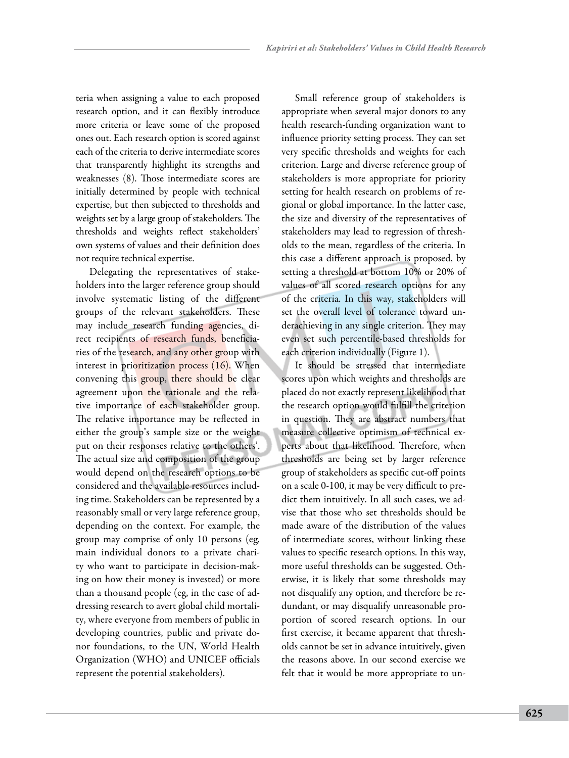teria when assigning a value to each proposed research option, and it can flexibly introduce more criteria or leave some of the proposed ones out. Each research option is scored against each of the criteria to derive intermediate scores that transparently highlight its strengths and weaknesses (8). Those intermediate scores are initially determined by people with technical expertise, but then subjected to thresholds and weights set by a large group of stakeholders. The thresholds and weights reflect stakeholders' own systems of values and their definition does not require technical expertise.

Delegating the representatives of stakeholders into the larger reference group should involve systematic listing of the different groups of the relevant stakeholders. These may include research funding agencies, direct recipients of research funds, beneficiaries of the research, and any other group with interest in prioritization process (16). When convening this group, there should be clear agreement upon the rationale and the relative importance of each stakeholder group. The relative importance may be reflected in either the group's sample size or the weight put on their responses relative to the others'. The actual size and composition of the group would depend on the research options to be considered and the available resources including time. Stakeholders can be represented by a reasonably small or very large reference group, depending on the context. For example, the group may comprise of only 10 persons (eg, main individual donors to a private charity who want to participate in decision-making on how their money is invested) or more than a thousand people (eg, in the case of addressing research to avert global child mortality, where everyone from members of public in developing countries, public and private donor foundations, to the UN, World Health Organization (WHO) and UNICEF officials represent the potential stakeholders).

Small reference group of stakeholders is appropriate when several major donors to any health research-funding organization want to influence priority setting process. They can set very specific thresholds and weights for each criterion. Large and diverse reference group of stakeholders is more appropriate for priority setting for health research on problems of regional or global importance. In the latter case, the size and diversity of the representatives of stakeholders may lead to regression of thresholds to the mean, regardless of the criteria. In this case a different approach is proposed, by setting a threshold at bottom 10% or 20% of values of all scored research options for any of the criteria. In this way, stakeholders will set the overall level of tolerance toward underachieving in any single criterion. They may even set such percentile-based thresholds for each criterion individually (Figure 1).

It should be stressed that intermediate scores upon which weights and thresholds are placed do not exactly represent likelihood that the research option would fulfill the criterion in question. They are abstract numbers that measure collective optimism of technical experts about that likelihood. Therefore, when thresholds are being set by larger reference group of stakeholders as specific cut-off points on a scale 0-100, it may be very difficult to predict them intuitively. In all such cases, we advise that those who set thresholds should be made aware of the distribution of the values of intermediate scores, without linking these values to specific research options. In this way, more useful thresholds can be suggested. Otherwise, it is likely that some thresholds may not disqualify any option, and therefore be redundant, or may disqualify unreasonable proportion of scored research options. In our first exercise, it became apparent that thresholds cannot be set in advance intuitively, given the reasons above. In our second exercise we felt that it would be more appropriate to un-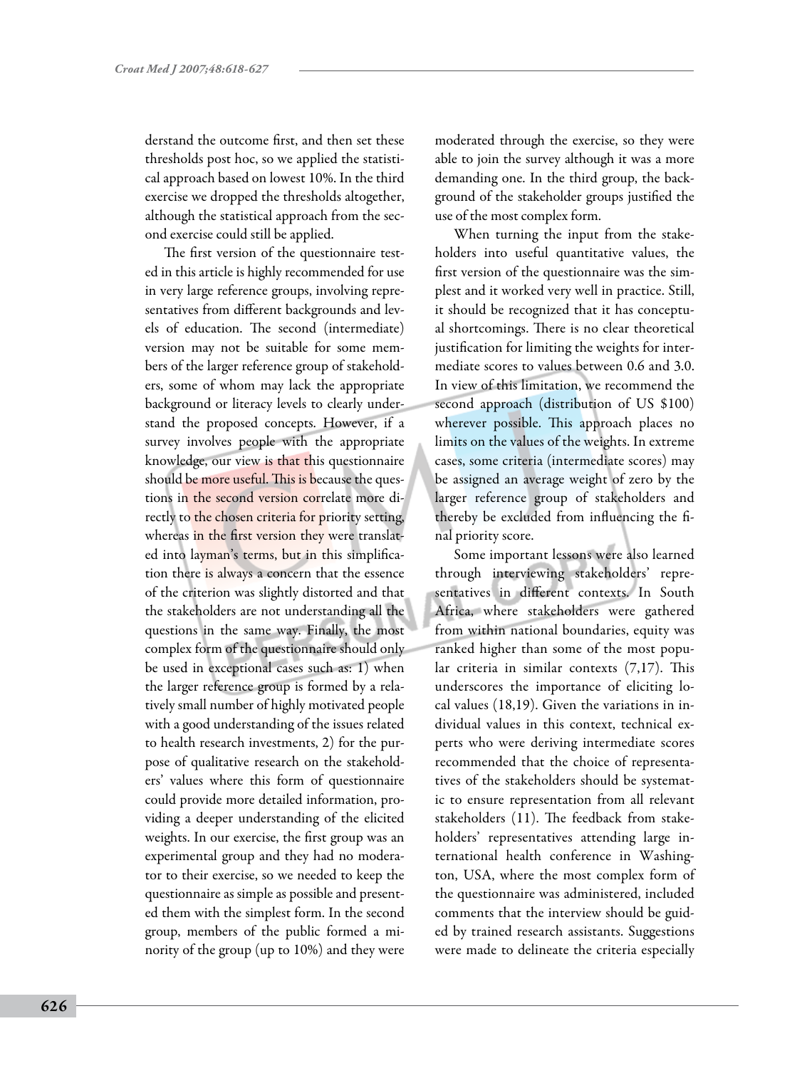derstand the outcome first, and then set these thresholds post hoc, so we applied the statistical approach based on lowest 10%. In the third exercise we dropped the thresholds altogether, although the statistical approach from the second exercise could still be applied.

The first version of the questionnaire tested in this article is highly recommended for use in very large reference groups, involving representatives from different backgrounds and levels of education. The second (intermediate) version may not be suitable for some members of the larger reference group of stakeholders, some of whom may lack the appropriate background or literacy levels to clearly understand the proposed concepts. However, if a survey involves people with the appropriate knowledge, our view is that this questionnaire should be more useful. This is because the questions in the second version correlate more directly to the chosen criteria for priority setting, whereas in the first version they were translated into layman's terms, but in this simplification there is always a concern that the essence of the criterion was slightly distorted and that the stakeholders are not understanding all the questions in the same way. Finally, the most complex form of the questionnaire should only be used in exceptional cases such as: 1) when the larger reference group is formed by a relatively small number of highly motivated people with a good understanding of the issues related to health research investments, 2) for the purpose of qualitative research on the stakeholders' values where this form of questionnaire could provide more detailed information, providing a deeper understanding of the elicited weights. In our exercise, the first group was an experimental group and they had no moderator to their exercise, so we needed to keep the questionnaire as simple as possible and presented them with the simplest form. In the second group, members of the public formed a minority of the group (up to 10%) and they were moderated through the exercise, so they were able to join the survey although it was a more demanding one. In the third group, the background of the stakeholder groups justified the use of the most complex form.

When turning the input from the stakeholders into useful quantitative values, the first version of the questionnaire was the simplest and it worked very well in practice. Still, it should be recognized that it has conceptual shortcomings. There is no clear theoretical justification for limiting the weights for intermediate scores to values between 0.6 and 3.0. In view of this limitation, we recommend the second approach (distribution of US $100) wherever possible. This approach places no limits on the values of the weights. In extreme cases, some criteria (intermediate scores) may be assigned an average weight of zero by the larger reference group of stakeholders and thereby be excluded from influencing the final priority score.

Some important lessons were also learned through interviewing stakeholders' representatives in different contexts. In South Africa, where stakeholders were gathered from within national boundaries, equity was ranked higher than some of the most popular criteria in similar contexts (7,17). This underscores the importance of eliciting local values (18,19). Given the variations in individual values in this context, technical experts who were deriving intermediate scores recommended that the choice of representatives of the stakeholders should be systematic to ensure representation from all relevant stakeholders (11). The feedback from stakeholders' representatives attending large international health conference in Washington, USA, where the most complex form of the questionnaire was administered, included comments that the interview should be guided by trained research assistants. Suggestions were made to delineate the criteria especially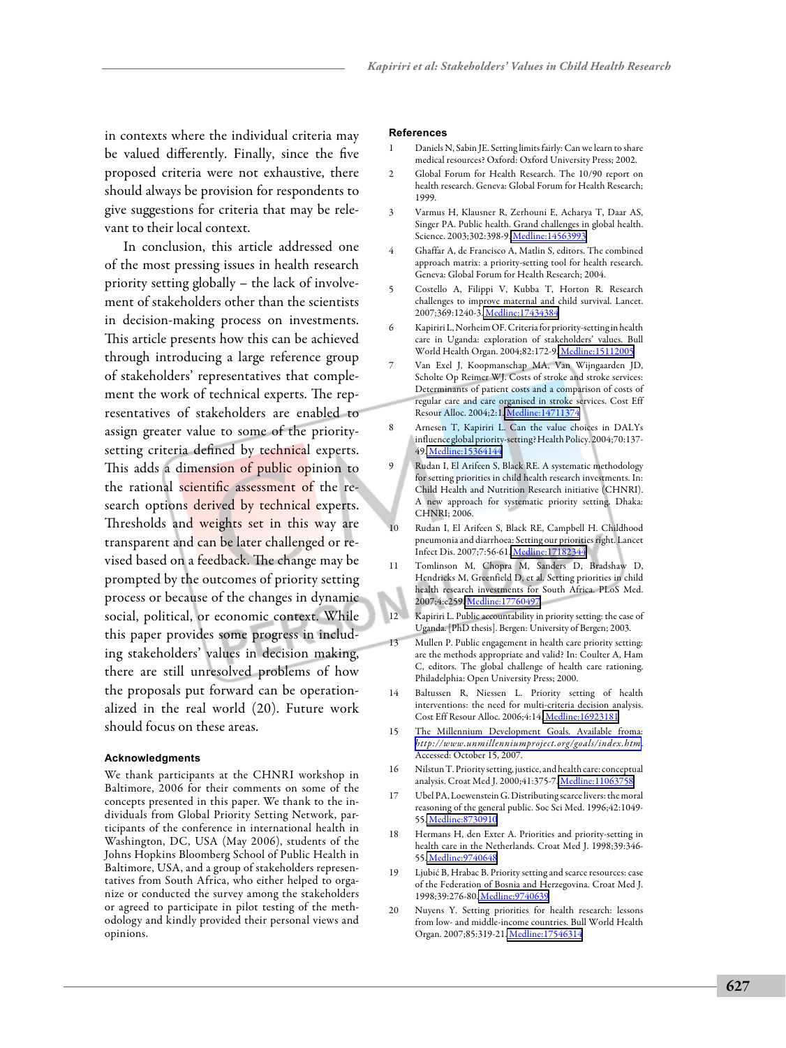in contexts where the individual criteria may be valued differently. Finally, since the five proposed criteria were not exhaustive, there should always be provision for respondents to give suggestions for criteria that may be relevant to their local context.

In conclusion, this article addressed one of the most pressing issues in health research priority setting globally – the lack of involvement of stakeholders other than the scientists in decision-making process on investments. This article presents how this can be achieved through introducing a large reference group of stakeholders' representatives that complement the work of technical experts. The representatives of stakeholders are enabled to assign greater value to some of the priority-setting criteria defined by technical experts. This adds a dimension of public opinion to the rational scientific assessment of the research options derived by technical experts. Thresholds and weights set in this way are transparent and can be later challenged or revised based on a feedback. The change may be prompted by the outcomes of priority setting process or because of the changes in dynamic social, political, or economic context. While this paper provides some progress in including stakeholders' values in decision making, there are still unresolved problems of how the proposals put forward can be operationalized in the real world (20). Future work should focus on these areas.

#### Acknowledgments

We thank participants at the CHNRI workshop in Baltimore, 2006 for their comments on some of the concepts presented in this paper. We thank to the individuals from Global Priority Setting Network, participants of the conference in international health in Washington, DC, USA (May 2006), students of the Johns Hopkins Bloomberg School of Public Health in Baltimore, USA, and a group of stakeholders representatives from South Africa, who either helped to organize or conducted the survey among the stakeholders or agreed to participate in pilot testing of the methodology and kindly provided their personal views and opinions.

#### References

1. Daniels N, Sabin JE. Setting limits fairly: Can we learn to share medical resources? Oxford: Oxford University Press; 2002.
2. Global Forum for Health Research. The 10/90 report on health research. Geneva: Global Forum for Health Research; 1999.
3. Varmus H, Klausner R, Zerhouni E, Acharya T, Daar AS, Singer PA. Public health. Grand challenges in global health. Science. 2003;302:398-9. Medline:14563993
4. Ghaffar A, de Francisco A, Matlin S, editors. The combined approach matrix: a priority-setting tool for health research. Geneva: Global Forum for Health Research; 2004.
5. Costello A, Filippi V, Kubba T, Horton R. Research challenges to improve maternal and child survival. Lancet. 2007;369:1240-3. Medline:17434384
6. Kapiriri L, Norheim OF. Criteria for priority-setting in health care in Uganda: exploration of stakeholders' values. Bull World Health Organ. 2004;82:172-9. Medline:15112005
7. Van Exel J, Koopmanschap MA, Van Wijngaarden JD, Scholte Op Reimer WJ. Costs of stroke and stroke services: Determinants of patient costs and a comparison of costs of regular care and care organised in stroke services. Cost Eff Resour Alloc. 2004;2:1. Medline:14711374
8. Arnesen T, Kapiriri L. Can the value choices in DALYs influence global priority-setting? Health Policy. 2004;70:137-49. Medline:15364144
9. Rudan I, El Arifeen S, Black RE. A systematic methodology for setting priorities in child health research investments. In: Child Health and Nutrition Research initiative (CHNRI). A new approach for systematic priority setting. Dhaka: CHNRI; 2006.
10. Rudan I, El Arifeen S, Black RE, Campbell H. Childhood pneumonia and diarrhoea: Setting our priorities right. Lancet Infect Dis. 2007;7:56-61. Medline:17182344
11. Tomlinson M, Chopra M, Sanders D, Bradshaw D, Hendricks M, Greenfield D, et al. Setting priorities in child health research investments for South Africa. PLoS Med. 2007;4:e259. Medline:17760497
12. Kapiriri L. Public accountability in priority setting: the case of Uganda. [PhD thesis]. Bergen: University of Bergen; 2003.
13. Mullen P. Public engagement in health care priority setting: are the methods appropriate and valid? In: Coulter A, Ham C, editors. The global challenge of health care rationing. Philadelphia: Open University Press; 2000.
14. Baltussen R, Niessen L. Priority setting of health interventions: the need for multi-criteria decision analysis. Cost Eff Resour Alloc. 2006;4:14. Medline:16923181
15. The Millennium Development Goals. Available froma: *http://www.unmillenniumproject.org/goals/index.htm*. Accessed: October 15, 2007.
16. Nilstun T. Priority setting, justice, and health care: conceptual analysis. Croat Med J. 2000;41:375-7. Medline:11063758
17. Ubel PA, Loewenstein G. Distributing scarce livers: the moral reasoning of the general public. Soc Sci Med. 1996;42:1049-55. Medline:8730910
18. Hermans H, den Exter A. Priorities and priority-setting in health care in the Netherlands. Croat Med J. 1998;39:346-55. Medline:9740648
19. Ljubić B, Hrabac B. Priority setting and scarce resources: case of the Federation of Bosnia and Herzegovina. Croat Med J. 1998;39:276-80. Medline:9740639
20. Nuyens Y. Setting priorities for health research: lessons from low- and middle-income countries. Bull World Health Organ. 2007;85:319-21. Medline:17546314